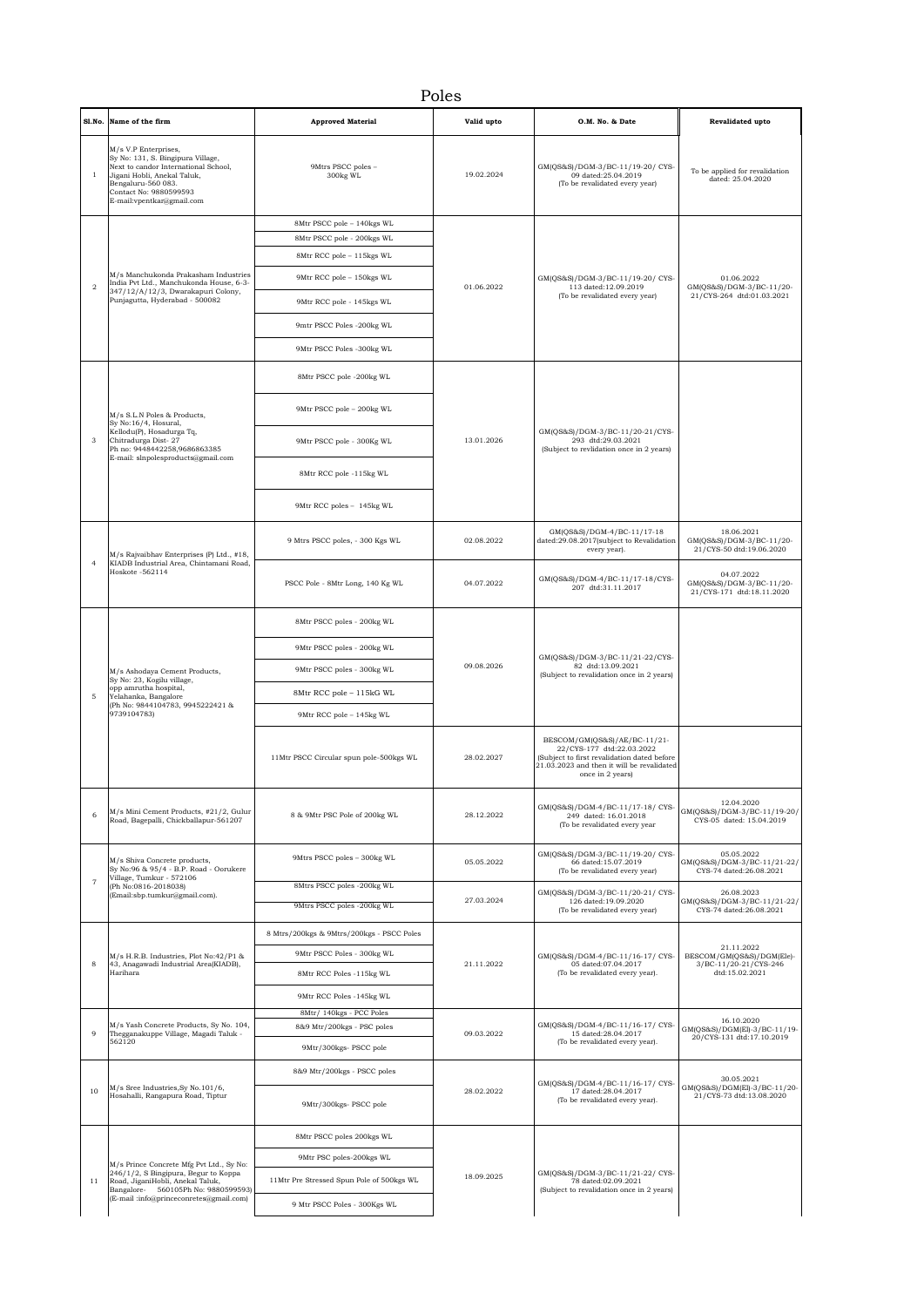# Poles

| Sl.No. | Name of the firm | Approved Material | Valid upto | O.M. No. & Date | Revalidated upto |
|---|---|---|---|---|---|
| 1 | M/s V.P Enterprises, Sy No: 131, S. Bingipura Village, Next to candor International School, Jigani Hobli, Anekal Taluk, Bengaluru-560 083. Contact No: 9880599593 E-mail:vpentkar@gmail.com | 9Mtrs PSCC poles – 300kg WL | 19.02.2024 | GM(QS&S)/DGM-3/BC-11/19-20/ CYS-09 dated:25.04.2019 (To be revalidated every year) | To be applied for revalidation dated: 25.04.2020 |
| 2 | M/s Manchukonda Prakasham Industries India Pvt Ltd., Manchukonda House, 6-3-347/12/A/12/3, Dwarakapuri Colony, Punjagutta, Hyderabad - 500082 | 8Mtr PSCC pole – 140kgs WL<br>8Mtr PSCC pole - 200kgs WL<br>8Mtr RCC pole – 115kgs WL<br>9Mtr RCC pole – 150kgs WL<br>9Mtr RCC pole - 145kgs WL<br>9mtr PSCC Poles -200kg WL<br>9Mtr PSCC Poles -300kg WL | 01.06.2022 | GM(QS&S)/DGM-3/BC-11/19-20/ CYS-113 dated:12.09.2019 (To be revalidated every year) | 01.06.2022 GM(QS&S)/DGM-3/BC-11/20-21/CYS-264 dtd:01.03.2021 |
| 3 | M/s S.L.N Poles & Products, Sy No:16/4, Hosural, Kellodu(P), Hosadurga Tq, Chitradurga Dist- 27 Ph no: 9448442258,9686863385 E-mail: slnpolesproducts@gmail.com | 8Mtr PSCC pole -200kg WL<br>9Mtr PSCC pole – 200kg WL<br>9Mtr PSCC pole - 300Kg WL<br>8Mtr RCC pole -115kg WL<br>9Mtr RCC poles – 145kg WL | 13.01.2026 | GM(QS&S)/DGM-3/BC-11/20-21/CYS-293 dtd:29.03.2021 (Subject to revlidation once in 2 years) | |
| 4 | M/s Rajvaibhav Enterprises (P) Ltd., #18, KIADB Industrial Area, Chintamani Road, Hoskote -562114 | 9 Mtrs PSCC poles, - 300 Kgs WL | 02.08.2022 | GM(QS&S)/DGM-4/BC-11/17-18 dated:29.08.2017(subject to Revalidation every year). | 18.06.2021 GM(QS&S)/DGM-3/BC-11/20-21/CYS-50 dtd:19.06.2020 |
| | | PSCC Pole - 8Mtr Long, 140 Kg WL | 04.07.2022 | GM(QS&S)/DGM-4/BC-11/17-18/CYS-207 dtd:31.11.2017 | 04.07.2022 GM(QS&S)/DGM-3/BC-11/20-21/CYS-171 dtd:18.11.2020 |
| 5 | M/s Ashodaya Cement Products, Sy No: 23, Kogilu village, opp amrutha hospital, Yelahanka, Bangalore (Ph No: 9844104783, 9945222421 & 9739104783) | 8Mtr PSCC poles - 200kg WL<br>9Mtr PSCC poles - 200kg WL<br>9Mtr PSCC poles - 300kg WL<br>8Mtr RCC pole – 115kG WL<br>9Mtr RCC pole – 145kg WL | 09.08.2026 | GM(QS&S)/DGM-3/BC-11/21-22/CYS-82 dtd:13.09.2021 (Subject to revalidation once in 2 years) | |
| | | 11Mtr PSCC Circular spun pole-500kgs WL | 28.02.2027 | BESCOM/GM(QS&S)/AE/BC-11/21-22/CYS-177 dtd:22.03.2022 (Subject to first revalidation dated before 21.03.2023 and then it will be revalidated once in 2 years) | |
| 6 | M/s Mini Cement Products, #21/2, Gulur Road, Bagepalli, Chickballapur-561207 | 8 & 9Mtr PSC Pole of 200kg WL | 28.12.2022 | GM(QS&S)/DGM-4/BC-11/17-18/ CYS-249 dated: 16.01.2018 (To be revalidated every year | 12.04.2020 GM(QS&S)/DGM-3/BC-11/19-20/ CYS-05 dated: 15.04.2019 |
| 7 | M/s Shiva Concrete products, Sy No:96 & 95/4 - B.P. Road - Oorukere Village, Tumkur - 572106 (Ph No:0816-2018038) (Email:sbp.tumkur@gmail.com). | 9Mtrs PSCC poles – 300kg WL | 05.05.2022 | GM(QS&S)/DGM-3/BC-11/19-20/ CYS-66 dated:15.07.2019 (To be revalidated every year) | 05.05.2022 GM(QS&S)/DGM-3/BC-11/21-22/ CYS-74 dated:26.08.2021 |
| | | 8Mtrs PSCC poles -200kg WL<br>9Mtrs PSCC poles -200kg WL | 27.03.2024 | GM(QS&S)/DGM-3/BC-11/20-21/ CYS-126 dated:19.09.2020 (To be revalidated every year) | 26.08.2023 GM(QS&S)/DGM-3/BC-11/21-22/ CYS-74 dated:26.08.2021 |
| 8 | M/s H.R.B. Industries, Plot No:42/P1 & 43, Anagawadi Industrial Area(KIADB), Harihara | 8 Mtrs/200kgs & 9Mtrs/200kgs - PSCC Poles<br>9Mtr PSCC Poles - 300kg WL<br>8Mtr RCC Poles -115kg WL<br>9Mtr RCC Poles -145kg WL | 21.11.2022 | GM(QS&S)/DGM-4/BC-11/16-17/ CYS-05 dated:07.04.2017 (To be revalidated every year). | 21.11.2022 BESCOM/GM(QS&S)/DGM(Ele)-3/BC-11/20-21/CYS-246 dtd:15.02.2021 |
| 9 | M/s Yash Concrete Products, Sy No. 104, Thegganakuppe Village, Magadi Taluk - 562120 | 8Mtr/ 140kgs - PCC Poles<br>8&9 Mtr/200kgs - PSC poles<br>9Mtr/300kgs- PSCC pole | 09.03.2022 | GM(QS&S)/DGM-4/BC-11/16-17/ CYS-15 dated:28.04.2017 (To be revalidated every year). | 16.10.2020 GM(QS&S)/DGM(El)-3/BC-11/19-20/CYS-131 dtd:17.10.2019 |
| 10 | M/s Sree Industries,Sy No.101/6, Hosahalli, Rangapura Road, Tiptur | 8&9 Mtr/200kgs - PSCC poles<br>9Mtr/300kgs- PSCC pole | 28.02.2022 | GM(QS&S)/DGM-4/BC-11/16-17/ CYS-17 dated:28.04.2017 (To be revalidated every year). | 30.05.2021 GM(QS&S)/DGM(El)-3/BC-11/20-21/CYS-73 dtd:13.08.2020 |
| 11 | M/s Prince Concrete Mfg Pvt Ltd., Sy No: 246/1/2, S Bingipura, Begur to Koppa Road, JiganiHobli, Anekal Taluk, Bangalore- 560105Ph No: 9880599593) (E-mail :info@princeconretes@gmail.com) | 8Mtr PSCC poles 200kgs WL<br>9Mtr PSC poles-200kgs WL<br>11Mtr Pre Stressed Spun Pole of 500kgs WL<br>9 Mtr PSCC Poles - 300Kgs WL | 18.09.2025 | GM(QS&S)/DGM-3/BC-11/21-22/ CYS-78 dated:02.09.2021 (Subject to revalidation once in 2 years) | |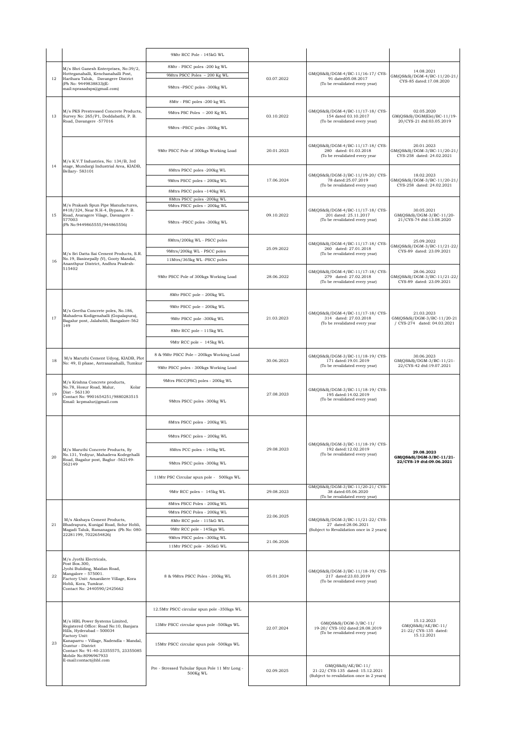| | | 9Mtr RCC Pole - 145kG WL | | | |
|---|---|---|---|---|---|
| 12 | M/s Shri Ganesh Enterprises, No:39/2, Hotteganahalli, Kenchanahalli Post, Harihara Taluk, Davangere District (Ph No: 9449838833)(E-mail:nprasadsps@gmail.com) | 8Mtr - PSCC poles -200 kg WL | 03.07.2022 | GM(QS&S)/DGM-4/BC-11/16-17/ CYS-91 dated05.08.2017 (To be revalidated every year) | 14.08.2021 GM(QS&S)/DGM-4/BC-11/20-21/ CYS-85 dated:17.08.2020 |
| | | 9Mtrs PSCC Poles – 200 Kg WL | | | |
| | | 9Mtrs –PSCC poles -300kg WL | | | |
| 13 | M/s PKS Prestressed Concrete Products, Survey No: 265/P1, Doddabathi, P. B. Road, Davangere -577016 | 8Mtr - PSC poles -200 kg WL | 03.10.2022 | GM(QS&S)/DGM-4/BC-11/17-18/ CYS-154 dated 03.10.2017 (To be revalidated every year) | 02.05.2020 GM(QS&S)/DGM(Ele)/BC-11/19-20/CYS-21 dtd:03.05.2019 |
| | | 9Mtrs PSC Poles – 200 Kg WL | | | |
| | | 9Mtrs –PSCC poles -300kg WL | | | |
| 14 | M/s K.V.T Industries, No: 134/B, 3rd stage, Mundargi Industrial Area, KIADB, Bellary- 583101 | 9Mtr PSCC Pole of 300kgs Working Load | 20.01.2023 | GM(QS&S)/DGM-4/BC-11/17-18/ CYS-280 dated: 01.03.2018 (To be revalidated every year | 20.01.2023 GM(QS&S)/DGM-3/BC-11/20-21/ CYS-258 dated: 24.02.2021 |
| | | 8Mtrs PSCC poles -200kg WL | 17.06.2024 | GM(QS&S)/DGM-3/BC-11/19-20/ CYS-78 dated:25.07.2019 (To be revalidated every year) | 18.02.2023 GM(QS&S)/DGM-3/BC-11/20-21/ CYS-258 dated: 24.02.2021 |
| | | 9Mtrs PSCC poles – 200kg WL | | | |
| | | 8Mtrs PSCC poles –140kg WL | | | |
| 15 | M/s Prakash Spun Pipe Manufactures, #418/324, Near N.H-4, Bypass, P. B. Road, Avaragere Vilage, Davangere - 577003 (Ph No:9449865555/944865556) | 8Mtrs PSCC poles -200kg WL | 09.10.2022 | GM(QS&S)/DGM-4/BC-11/17-18/ CYS-201 dated: 25.11.2017 (To be revalidated every year) | 30.05.2021 GM(QS&S)/DGM-3/BC-11/20-21/CYS-74 dtd:13.08.2020 |
| | | 9Mtrs PSCC poles – 200kg WL | | | |
| | | 9Mtrs –PSCC poles -300kg WL | | | |
| 16 | M/s Sri Datta Sai Cement Products, S.R. No.19, Basinepally (V), Gooty Mandal, Ananthpur District, Andhra Pradesh-515402 | 8Mtrs/200kg WL - PSCC poles | 25.09.2022 | GM(QS&S)/DGM-4/BC-11/17-18/ CYS-260 dated: 27.01.2018 (To be revalidated every year) | 25.09.2022 GM(QS&S)/DGM-3/BC-11/21-22/ CYS-89 dated: 23.09.2021 |
| | | 9Mtrs/200kg WL - PSCC poles | | | |
| | | 11Mtrs/365kg WL -PSCC poles | | | |
| | | 9Mtr PSCC Pole of 300kgs Working Load | 28.06.2022 | GM(QS&S)/DGM-4/BC-11/17-18/ CYS-279 dated: 27.02.2018 (To be revalidated every year) | 28.06.2022 GM(QS&S)/DGM-3/BC-11/21-22/ CYS-89 dated: 23.09.2021 |
| 17 | M/s Geetha Concrete poles, No.186, Mahadeva Kodigenahalli (Gopalapura), Bagalur post, Jalahobli, Bangalore-562 149 | 8Mtr PSCC pole – 200kg WL | 21.03.2023 | GM(QS&S)/DGM-4/BC-11/17-18/ CYS-314 dated: 27.03.2018 (To be revalidated every year | 21.03.2023 GM(QS&S)/DGM-3/BC-11/20-21 / CYS-274 dated: 04.03.2021 |
| | | 9Mtr PSCC pole – 200kg WL | | | |
| | | 9Mtr PSCC pole -300kg WL | | | |
| | | 8Mtr RCC pole – 115kg WL | | | |
| | | 9Mtr RCC pole – 145kg WL | | | |
| 18 | M/s Maruthi Cement Udyog, KIADB, Plot No: 49, II phase, Antrasanahalli, Tumkur | 8 & 9Mtr PSCC Pole – 200kgs Working Load | 30.06.2023 | GM(QS&S)/DGM-3/BC-11/18-19/ CYS-171 dated:19.01.2019 (To be revalidated every year) | 30.06.2023 GM(QS&S)/DGM-3/BC-11/21-22/CYS-42 dtd:19.07.2021 |
| | | 9Mtr PSCC poles - 300kgs Working Load | | | |
| 19 | M/s Krishna Concrete products, No.78, Hosur Road, Malur, Kolar Dist - 563130 Contact No: 9901654251/9880283515 Email: kcpmalur@gmail.com | 9Mtrs PSCC(PSC) poles - 200kg WL | 27.08.2023 | GM(QS&S)/DGM-3/BC-11/18-19/ CYS-195 dated:14.02.2019 (To be revalidated every year) | |
| | | 9Mtrs PSCC poles -300kg WL | | | |
| 20 | M/s Maruthi Concrete Products, Sy No.131, Yediyur, Mahadeva Kodegehalli Road, Bagalur post, Baglur -562149-562149 | 8Mtrs PSCC poles - 200kg WL | 29.08.2023 | GM(QS&S)/DGM-3/BC-11/18-19/ CYS-192 dated:12.02.2019 (To be revalidated every year) | **29.08.2023 GM(QS&S)/DGM-3/BC-11/21-22/CYS-19 dtd:09.06.2021** |
| | | 9Mtrs PSCC poles – 200kg WL | | | |
| | | 8Mtrs PCC poles - 140kg WL | | | |
| | | 9Mtrs PSCC poles -300kg WL | | | |
| | | 11Mtr PSC Circular spun pole - 500kgs WL | | | |
| | | 9Mtr RCC poles – 145kg WL | 29.08.2023 | GM(QS&S)/DGM-3/BC-11/20-21/ CYS-38 dated:05.06.2020 (To be revalidated every year) | |
| 21 | M/s Akshaya Cement Products, Bhadrapura, Kunigal Road, Solur Hobli, Magadi Taluk, Ramanagara (Ph No: 080-22281199, 7022654826) | 8Mtrs PSCC Poles - 200kg WL | 22.06.2025 | GM(QS&S)/DGM-3/BC-11/21-22/ CYS-27 dated:28.06.2021 (Subject to Revalidation once in 2 years) | |
| | | 9Mtrs PSCC Poles - 200kg WL | | | |
| | | 8Mtr RCC pole - 115kG WL | | | |
| | | 9Mtr RCC pole - 145kgs WL | | | |
| | | 9Mtrs PSCC poles –300kg WL | 21.06.2026 | | |
| | | 11Mtr PSCC pole - 365kG WL | | | |
| 22 | M/s Jyothi Electricals, Post Box.300, Jyohi Buliding, Maidan Road, Mangalore – 575001. Factory Unit: Amanikere Village, Kora Hobli, Kora, Tumkur. Contact No: 2440590/2425662 | 8 & 9Mtrs PSCC Poles - 200kg WL | 05.01.2024 | GM(QS&S)/DGM-3/BC-11/18-19/ CYS-217 dated:23.03.2019 (To be revalidated every year) | |
| 23 | M/s HBL Power Systems Limited, Registered Office: Road No:10, Banjara Hills, Hyderabad – 500034 Factory Unit: Kanaparru – Village, Nadendla – Mandal, Guntur - District Contact No: 91-40-23355575, 23355085 Mobile No:8096967933 E-mail:contact@hbl.com | 12.5Mtr PSCC circular spun pole -350kgs WL | 22.07.2024 | GM(QS&S)/DGM-3/BC-11/ 19-20/ CYS-102 dated:28.08.2019 (To be revalidated every year) | 15.12.2023 GM(QS&S)/AE/BC-11/ 21-22/ CYS-135 dated: 15.12.2021 |
| | | 13Mtr PSCC circular spun pole -500kgs WL | | | |
| | | 15Mtr PSCC circular spun pole -500kgs WL | | | |
| | | Pre - Stressed Tubular Spun Pole 11 Mtr Long - 500Kg WL | 02.09.2025 | GM(QS&S)/AE/BC-11/ 21-22/ CYS-135 dated: 15.12.2021 (Subject to revalidation once in 2 years) | |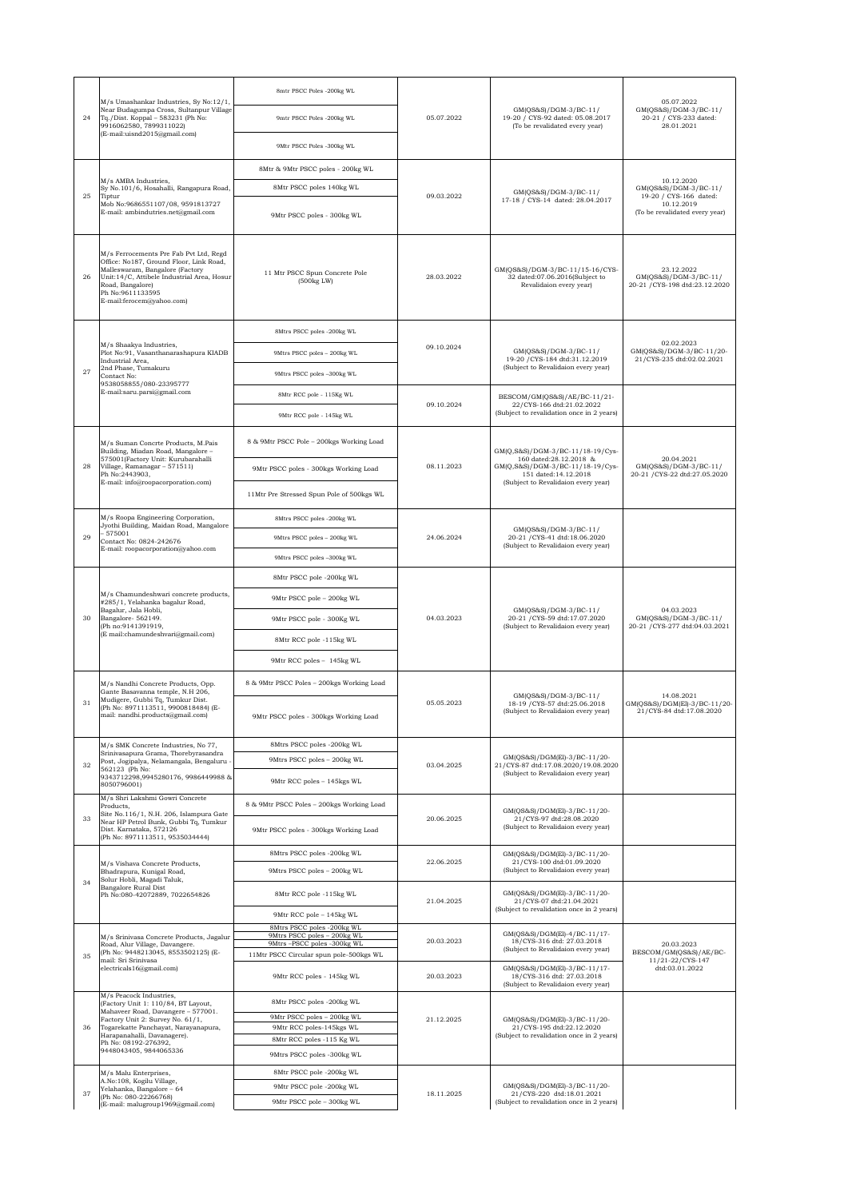| 24 | M/s Umashankar Industries, Sy No:12/1, Near Budagumpa Cross, Sultanpur Village Tq./Dist. Koppal – 583231 (Ph No: 9916062580, 7899311022) (E-mail:uisnd2015@gmail.com) | 8mtr PSCC Poles -200kg WL<br>9mtr PSCC Poles -200kg WL<br>9Mtr PSCC Poles -300kg WL | 05.07.2022 | GM(QS&S)/DGM-3/BC-11/ 19-20 / CYS-92 dated: 05.08.2017 (To be revalidated every year) | 05.07.2022 GM(QS&S)/DGM-3/BC-11/ 20-21 / CYS-233 dated: 28.01.2021 |
|---|---|---|---|---|---|
| 25 | M/s AMBA Industries, Sy No.101/6, Hosahalli, Rangapura Road, Tiptur Mob No:9686551107/08, 9591813727 E-mail: ambindutries.net@gmail.com | 8Mtr & 9Mtr PSCC poles - 200kg WL<br>8Mtr PSCC poles 140kg WL<br>9Mtr PSCC poles - 300kg WL | 09.03.2022 | GM(QS&S)/DGM-3/BC-11/ 17-18 / CYS-14 dated: 28.04.2017 | 10.12.2020 GM(QS&S)/DGM-3/BC-11/ 19-20 / CYS-166 dated: 10.12.2019 (To be revalidated every year) |
| 26 | M/s Ferrocements Pre Fab Pvt Ltd, Regd Office: No187, Ground Floor, Link Road, Malleswaram, Bangalore (Factory Unit:14/C, Attibele Industrial Area, Hosur Road, Bangalore) Ph No:9611133595 E-mail:ferocem@yahoo.com) | 11 Mtr PSCC Spun Concrete Pole (500kg LW) | 28.03.2022 | GM(QS&S)/DGM-3/BC-11/15-16/CYS-32 dated:07.06.2016(Subject to Revalidaion every year) | 23.12.2022 GM(QS&S)/DGM-3/BC-11/ 20-21 /CYS-198 dtd:23.12.2020 |
| 27 | M/s Shaakya Industries, Plot No:91, Vasanthanarashapura KIADB Industrial Area, 2nd Phase, Tumakuru Contact No: 9538058855/080-23395777 E-mail:saru.parsi@gmail.com | 8Mtrs PSCC poles -200kg WL<br>9Mtrs PSCC poles – 200kg WL<br>9Mtrs PSCC poles –300kg WL | 09.10.2024 | GM(QS&S)/DGM-3/BC-11/ 19-20 /CYS-184 dtd:31.12.2019 (Subject to Revalidaion every year) | 02.02.2023 GM(QS&S)/DGM-3/BC-11/20-21/CYS-235 dtd:02.02.2021 |
| | | 8Mtr RCC pole - 115Kg WL<br>9Mtr RCC pole - 145kg WL | 09.10.2024 | BESCOM/GM(QS&S)/AE/BC-11/21-22/CYS-166 dtd:21.02.2022 (Subject to revalidation once in 2 years) | |
| 28 | M/s Suman Concrte Products, M.Pais Building, Miadan Road, Mangalore – 575001(Factory Unit: Kurubarahalli Village, Ramanagar – 571511) Ph No:2443903, E-mail: info@roopacorporation.com) | 8 & 9Mtr PSCC Pole – 200kgs Working Load<br>9Mtr PSCC poles - 300kgs Working Load<br>11Mtr Pre Stressed Spun Pole of 500kgs WL | 08.11.2023 | GM(Q,S&S)/DGM-3/BC-11/18-19/Cys-160 dated:28.12.2018 & GM(Q,S&S)/DGM-3/BC-11/18-19/Cys-151 dated:14.12.2018 (Subject to Revalidaion every year) | 20.04.2021 GM(QS&S)/DGM-3/BC-11/ 20-21 /CYS-22 dtd:27.05.2020 |
| 29 | M/s Roopa Engineering Corporation, Jyothi Building, Maidan Road, Mangalore – 575001 Contact No: 0824-242676 E-mail: roopacorporation@yahoo.com | 8Mtrs PSCC poles -200kg WL<br>9Mtrs PSCC poles – 200kg WL<br>9Mtrs PSCC poles –300kg WL | 24.06.2024 | GM(QS&S)/DGM-3/BC-11/ 20-21 /CYS-41 dtd:18.06.2020 (Subject to Revalidaion every year) | |
| 30 | M/s Chamundeshwari concrete products, #285/1, Yelahanka bagalur Road, Bagalur, Jala Hobli, Bangalore- 562149. (Ph no:9141391919, (E mail:chamundeshvari@gmail.com) | 8Mtr PSCC pole -200kg WL<br>9Mtr PSCC pole – 200kg WL<br>9Mtr PSCC pole - 300Kg WL<br>8Mtr RCC pole -115kg WL<br>9Mtr RCC poles – 145kg WL | 04.03.2023 | GM(QS&S)/DGM-3/BC-11/ 20-21 /CYS-59 dtd:17.07.2020 (Subject to Revalidaion every year) | 04.03.2023 GM(QS&S)/DGM-3/BC-11/ 20-21 /CYS-277 dtd:04.03.2021 |
| 31 | M/s Nandhi Concrete Products, Opp. Gante Basavanna temple, N.H 206, Mudigere, Gubbi Tq, Tumkur Dist. (Ph No: 8971113511, 9900818484) (E-mail: nandhi.products@gmail.com) | 8 & 9Mtr PSCC Poles – 200kgs Working Load<br>9Mtr PSCC poles - 300kgs Working Load | 05.05.2023 | GM(QS&S)/DGM-3/BC-11/ 18-19 /CYS-57 dtd:25.06.2018 (Subject to Revalidaion every year) | 14.08.2021 GM(QS&S)/DGM(El)-3/BC-11/20-21/CYS-84 dtd:17.08.2020 |
| 32 | M/s SMK Concrete Industries, No 77, Srinivasapura Grama, Thorebyrasandra Post, Jogipalya, Nelamangala, Bengaluru - 562123 (Ph No: 9343712298,9945280176, 9986449988 & 8050796001) | 8Mtrs PSCC poles -200kg WL<br>9Mtrs PSCC poles – 200kg WL<br>9Mtr RCC poles – 145kgs WL | 03.04.2025 | GM(QS&S)/DGM(El)-3/BC-11/20-21/CYS-87 dtd:17.08.2020/19.08.2020 (Subject to Revalidaion every year) | |
| 33 | M/s Shri Lakshmi Gowri Concrete Products, Site No.116/1, N.H. 206, Islampura Gate Near HP Petrol Bunk, Gubbi Tq, Tumkur Dist. Karnataka, 572126 (Ph No: 8971113511, 9535034444) | 8 & 9Mtr PSCC Poles – 200kgs Working Load<br>9Mtr PSCC poles - 300kgs Working Load | 20.06.2025 | GM(QS&S)/DGM(El)-3/BC-11/20-21/CYS-97 dtd:28.08.2020 (Subject to Revalidaion every year) | |
| 34 | M/s Vishava Concrete Products, Bhadrapura, Kunigal Road, Solur Hobli, Magadi Taluk, Bangalore Rural Dist Ph No:080-42072889, 7022654826 | 8Mtrs PSCC poles -200kg WL<br>9Mtrs PSCC poles – 200kg WL | 22.06.2025 | GM(QS&S)/DGM(El)-3/BC-11/20-21/CYS-100 dtd:01.09.2020 (Subject to Revalidaion every year) | |
| | | 8Mtr RCC pole -115kg WL<br>9Mtr RCC pole – 145kg WL | 21.04.2025 | GM(QS&S)/DGM(El)-3/BC-11/20-21/CYS-07 dtd:21.04.2021 (Subject to revalidation once in 2 years) | |
| 35 | M/s Srinivasa Concrete Products, Jagalur Road, Alur Village, Davangere. (Ph No: 9448213045, 8553502125) (E-mail: Sri Srinivasa electricals16@gmail.com) | 8Mtrs PSCC poles -200kg WL<br>9Mtrs PSCC poles – 200kg WL<br>9Mtrs –PSCC poles -300kg WL<br>11Mtr PSCC Circular spun pole-500kgs WL | 20.03.2023 | GM(QS&S)/DGM(El)-4/BC-11/17-18/CYS-316 dtd: 27.03.2018 (Subject to Revalidaion every year) | 20.03.2023 BESCOM/GM(QS&S)/AE/BC-11/21-22/CYS-147 dtd:03.01.2022 |
| | | 9Mtr RCC poles - 145kg WL | 20.03.2023 | GM(QS&S)/DGM(El)-3/BC-11/17-18/CYS-316 dtd: 27.03.2018 (Subject to Revalidaion every year) | |
| 36 | M/s Peacock Industries, (Factory Unit 1: 110/84, BT Layout, Mahaveer Road, Davangere – 577001. Factory Unit 2: Survey No. 61/1, Togarekatte Panchayat, Narayanapura, Harapanahalli, Davanagere). Ph No: 08192-276392, 9448043405, 9844065336 | 8Mtr PSCC poles -200kg WL<br>9Mtr PSCC poles – 200kg WL<br>9Mtr RCC poles-145kgs WL<br>8Mtr RCC poles -115 Kg WL<br>9Mtrs PSCC poles -300kg WL | 21.12.2025 | GM(QS&S)/DGM(El)-3/BC-11/20-21/CYS-195 dtd:22.12.2020 (Subject to revalidation once in 2 years) | |
| 37 | M/s Malu Enterprises, A.No:108, Kogilu Village, Yelahanka, Bangalore – 64 (Ph No: 080-22266768) (E-mail: malugroup1969@gmail.com) | 8Mtr PSCC pole -200kg WL<br>9Mtr PSCC pole -200kg WL<br>9Mtr PSCC pole – 300kg WL | 18.11.2025 | GM(QS&S)/DGM(El)-3/BC-11/20-21/CYS-220 dtd:18.01.2021 (Subject to revalidation once in 2 years) | |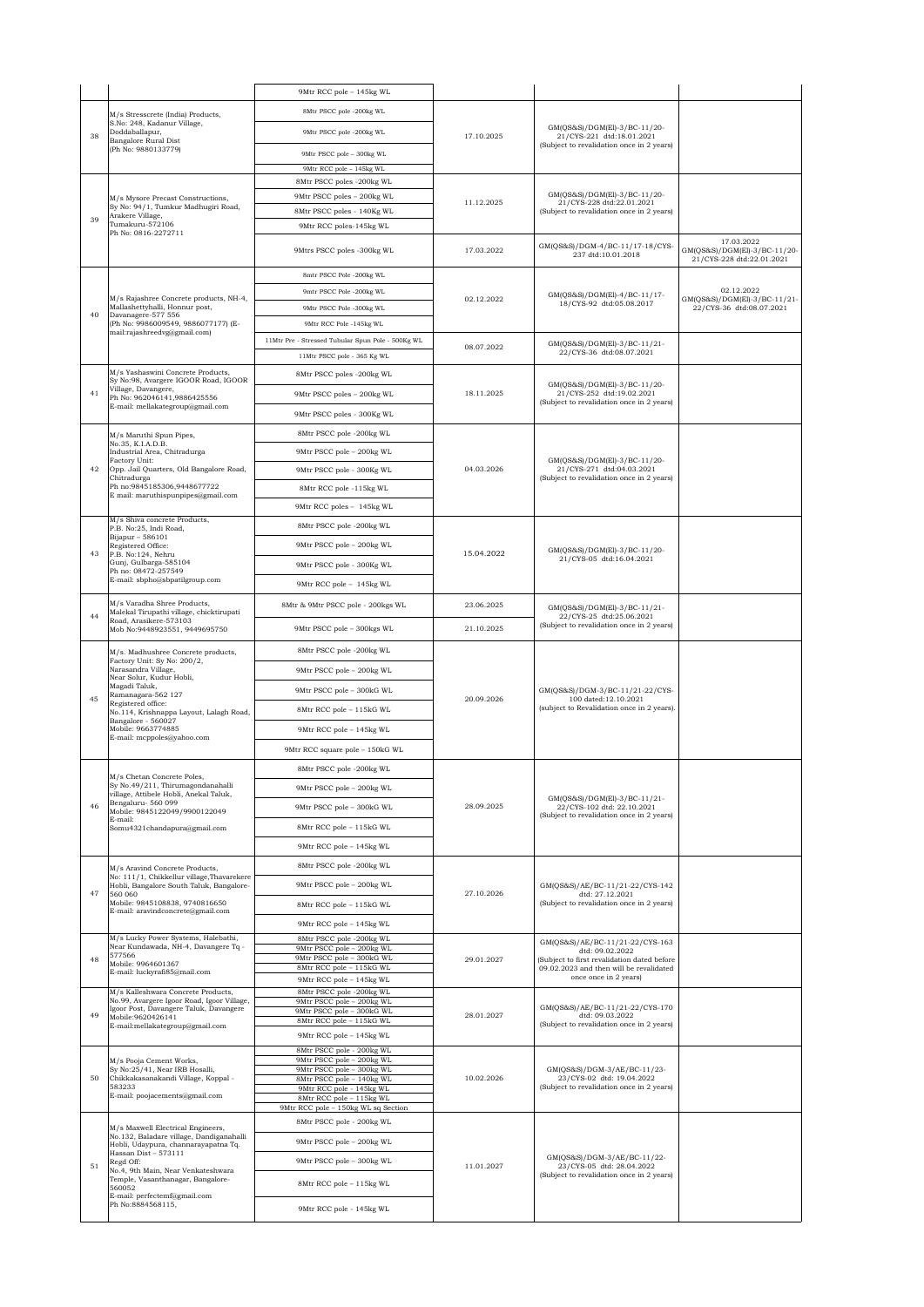| | | | | | |
|---|---|---|---|---|---|
| | | 9Mtr RCC pole – 145kg WL | | | |
| 38 | M/s Stresscrete (India) Products, S.No: 248, Kadanur Village, Doddaballapur, Bangalore Rural Dist (Ph No: 9880133779) | 8Mtr PSCC pole -200kg WL<br>9Mtr PSCC pole -200kg WL<br>9Mtr PSCC pole – 300kg WL<br>9Mtr RCC pole – 145kg WL | 17.10.2025 | GM(QS&S)/DGM(El)-3/BC-11/20-21/CYS-221 dtd:18.01.2021 (Subject to revalidation once in 2 years) | |
| 39 | M/s Mysore Precast Constructions, Sy No: 94/1, Tumkur Madhugiri Road, Arakere Village, Tumakuru-572106 Ph No: 0816-2272711 | 8Mtr PSCC poles -200kg WL<br>9Mtr PSCC poles – 200kg WL<br>8Mtr PSCC poles - 140Kg WL<br>9Mtr RCC poles-145kg WL | 11.12.2025 | GM(QS&S)/DGM(El)-3/BC-11/20-21/CYS-228 dtd:22.01.2021 (Subject to revalidation once in 2 years) | |
| | | 9Mtrs PSCC poles -300kg WL | 17.03.2022 | GM(QS&S)/DGM-4/BC-11/17-18/CYS-237 dtd:10.01.2018 | 17.03.2022 GM(QS&S)/DGM(El)-3/BC-11/20-21/CYS-228 dtd:22.01.2021 |
| 40 | M/s Rajashree Concrete products, NH-4, Mallashettyhalli, Honnur post, Davanagere-577 556 (Ph No: 9886009549, 9886077177) (E-mail:rajashreedvg@gmail.com) | 8mtr PSCC Pole -200kg WL<br>9mtr PSCC Pole -200kg WL<br>9Mtr PSCC Pole -300kg WL<br>9Mtr RCC Pole -145kg WL | 02.12.2022 | GM(QS&S)/DGM(El)-4/BC-11/17-18/CYS-92 dtd:05.08.2017 | 02.12.2022 GM(QS&S)/DGM(El)-3/BC-11/21-22/CYS-36 dtd:08.07.2021 |
| | | 11Mtr Pre - Stressed Tubular Spun Pole - 500Kg WL<br>11Mtr PSCC pole - 365 Kg WL | 08.07.2022 | GM(QS&S)/DGM(El)-3/BC-11/21-22/CYS-36 dtd:08.07.2021 | |
| 41 | M/s Yashaswini Concrete Products, Sy No:98, Avargere IGOOR Road, IGOOR Village, Davangere, Ph No: 962046141,9886425556 E-mail: mellakategroup@gmail.com | 8Mtr PSCC poles -200kg WL<br>9Mtr PSCC poles – 200kg WL<br>9Mtr PSCC poles - 300Kg WL | 18.11.2025 | GM(QS&S)/DGM(El)-3/BC-11/20-21/CYS-252 dtd:19.02.2021 (Subject to revalidation once in 2 years) | |
| 42 | M/s Maruthi Spun Pipes, No.35, K.I.A.D.B. Industrial Area, Chitradurga Factory Unit: Opp. Jail Quarters, Old Bangalore Road, Chitradurga Ph no:9845185306,9448677722 E mail: maruthispunpipes@gmail.com | 8Mtr PSCC pole -200kg WL<br>9Mtr PSCC pole – 200kg WL<br>9Mtr PSCC pole - 300Kg WL<br>8Mtr RCC pole -115kg WL<br>9Mtr RCC poles – 145kg WL | 04.03.2026 | GM(QS&S)/DGM(El)-3/BC-11/20-21/CYS-271 dtd:04.03.2021 (Subject to revalidation once in 2 years) | |
| 43 | M/s Shiva concrete Products, P.B. No:25, Indi Road, Bijapur – 586101 Registered Office: P.B. No:124, Nehru Gunj, Gulbarga-585104 Ph no: 08472-257549 E-mail: sbpho@sbpatilgroup.com | 8Mtr PSCC pole -200kg WL<br>9Mtr PSCC pole – 200kg WL<br>9Mtr PSCC pole - 300Kg WL<br>9Mtr RCC pole – 145kg WL | 15.04.2022 | GM(QS&S)/DGM(El)-3/BC-11/20-21/CYS-05 dtd:16.04.2021 | |
| 44 | M/s Varadha Shree Products, Malekal Tirupathi village, chicktirupati Road, Arasikere-573103 Mob No:9448923551, 9449695750 | 8Mtr & 9Mtr PSCC pole - 200kgs WL | 23.06.2025 | GM(QS&S)/DGM(El)-3/BC-11/21-22/CYS-25 dtd:25.06.2021 (Subject to revalidation once in 2 years) | |
| | | 9Mtr PSCC pole – 300kgs WL | 21.10.2025 | | |
| 45 | M/s. Madhushree Concrete products, Factory Unit: Sy No: 200/2, Narasandra Village, Near Solur, Kudur Hobli, Magadi Taluk, Ramanagara-562 127 Registered office: No.114, Krishnappa Layout, Lalagh Road, Bangalore - 560027 Mobile: 9663774885 E-mail: mcppoles@yahoo.com | 8Mtr PSCC pole -200kG WL<br>9Mtr PSCC pole – 200kg WL<br>9Mtr PSCC pole – 300kG WL<br>8Mtr RCC pole – 115kG WL<br>9Mtr RCC pole – 145kG WL<br>9Mtr RCC square pole – 150kG WL | 20.09.2026 | GM(QS&S)/DGM-3/BC-11/21-22/CYS-100 dated:12.10.2021 (subject to Revalidation once in 2 years). | |
| 46 | M/s Chetan Concrete Poles, Sy No.49/211, Thirumagondanahalli village, Attibele Hobli, Anekal Taluk, Bengaluru- 560 099 Mobile: 9845122049/9900122049 E-mail: Somu4321chandapura@gmail.com | 8Mtr PSCC pole -200kG WL<br>9Mtr PSCC pole – 200kg WL<br>9Mtr PSCC pole – 300kG WL<br>8Mtr RCC pole – 115kG WL<br>9Mtr RCC pole – 145kG WL | 28.09.2025 | GM(QS&S)/DGM(El)-3/BC-11/21-22/CYS-102 dtd: 22.10.2021 (Subject to revalidation once in 2 years) | |
| 47 | M/s Aravind Concrete Products, No: 111/1, Chikkellur village,Thavarekere Hobli, Bangalore South Taluk, Bangalore-560 060 Mobile: 9845108838, 9740816650 E-mail: aravindconcrete@gmail.com | 8Mtr PSCC pole -200kG WL<br>9Mtr PSCC pole – 200kg WL<br>8Mtr RCC pole – 115kG WL<br>9Mtr RCC pole – 145kG WL | 27.10.2026 | GM(QS&S)/AE/BC-11/21-22/CYS-142 dtd: 27.12.2021 (Subject to revalidation once in 2 years) | |
| 48 | M/s Lucky Power Systems, Halebathi, Near Kundawada, NH-4, Davangere Tq - 577566 Mobile: 9964601367 E-mail: luckyrafi85@mail.com | 8Mtr PSCC pole -200kG WL<br>9Mtr PSCC pole – 200kg WL<br>9Mtr PSCC pole – 300kG WL<br>8Mtr RCC pole – 115kG WL<br>9Mtr RCC pole – 145kG WL | 29.01.2027 | GM(QS&S)/AE/BC-11/21-22/CYS-163 dtd: 09.02.2022 (Subject to first revalidation dated before 09.02.2023 and then will be revalidated once once in 2 years) | |
| 49 | M/s Kalleshwara Concrete Products, No.99, Avargere Igoor Road, Igoor Village, Igoor Post, Davangere Taluk, Davangere Mobile:9620426141 E-mail:mellakategroup@gmail.com | 8Mtr PSCC pole -200kG WL<br>9Mtr PSCC pole – 200kg WL<br>9Mtr PSCC pole – 300kG WL<br>8Mtr RCC pole – 115kG WL<br>9Mtr RCC pole – 145kG WL | 28.01.2027 | GM(QS&S)/AE/BC-11/21-22/CYS-170 dtd: 09.03.2022 (Subject to revalidation once in 2 years) | |
| 50 | M/s Pooja Cement Works, Sy No:25/41, Near IRB Hosalli, Chikkakasanakandi Village, Koppal - 583233 E-mail: poojacements@gmail.com | 8Mtr PSCC pole - 200kg WL<br>9Mtr PSCC pole – 200kg WL<br>9Mtr PSCC pole – 300kG WL<br>8Mtr PSCC pole – 140kg WL<br>9Mtr RCC pole - 145kg WL<br>8Mtr RCC pole – 115kg WL<br>9Mtr RCC pole – 150kg WL sq Section | 10.02.2026 | GM(QS&S)/DGM-3/AE/BC-11/23-23/CYS-02 dtd: 19.04.2022 (Subject to revalidation once in 2 years) | |
| 51 | M/s Maxwell Electrical Engineers, No.132, Baladare village, Dandiganahalli Hobli, Udaypura, channarayapatna Tq. Hassan Dist – 573111 Regd Off: No.4, 9th Main, Near Venkateshwara Temple, Vasanthanagar, Bangalore-560052 E-mail: perfectemf@gmail.com Ph No:8884568115, | 8Mtr PSCC pole – 200kg WL<br>9Mtr PSCC pole – 200kg WL<br>9Mtr PSCC pole – 300kg WL<br>8Mtr RCC pole – 115kg WL<br>9Mtr RCC pole - 145kg WL | 11.01.2027 | GM(QS&S)/DGM-3/AE/BC-11/22-23/CYS-05 dtd: 28.04.2022 (Subject to revalidation once in 2 years) | |